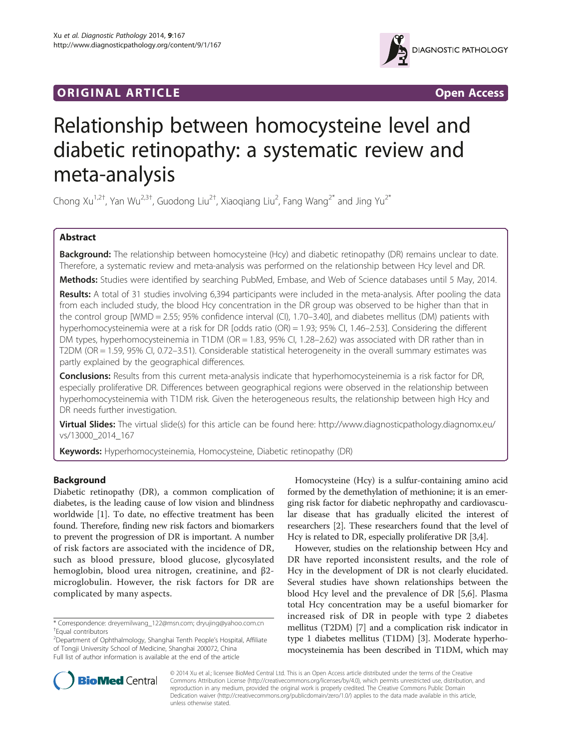**ORIGINAL ARTICLE** **Open Access**

# Relationship between homocysteine level and diabetic retinopathy: a systematic review and meta-analysis

Chong Xu[1,2†], Yan Wu[2,3†], Guodong Liu[2†], Xiaoqiang Liu[2], Fang Wang[2*] and Jing Yu[2*]

## Abstract

**Background:** The relationship between homocysteine (Hcy) and diabetic retinopathy (DR) remains unclear to date. Therefore, a systematic review and meta-analysis was performed on the relationship between Hcy level and DR.

**Methods:** Studies were identified by searching PubMed, Embase, and Web of Science databases until 5 May, 2014.

**Results:** A total of 31 studies involving 6,394 participants were included in the meta-analysis. After pooling the data from each included study, the blood Hcy concentration in the DR group was observed to be higher than that in the control group [WMD = 2.55; 95% confidence interval (CI), 1.70–3.40], and diabetes mellitus (DM) patients with hyperhomocysteinemia were at a risk for DR [odds ratio (OR) = 1.93; 95% CI, 1.46–2.53]. Considering the different DM types, hyperhomocysteinemia in T1DM (OR = 1.83, 95% CI, 1.28–2.62) was associated with DR rather than in T2DM (OR = 1.59, 95% CI, 0.72–3.51). Considerable statistical heterogeneity in the overall summary estimates was partly explained by the geographical differences.

**Conclusions:** Results from this current meta-analysis indicate that hyperhomocysteinemia is a risk factor for DR, especially proliferative DR. Differences between geographical regions were observed in the relationship between hyperhomocysteinemia with T1DM risk. Given the heterogeneous results, the relationship between high Hcy and DR needs further investigation.

**Virtual Slides:** The virtual slide(s) for this article can be found here: http://www.diagnosticpathology.diagnomx.eu/vs/13000_2014_167

**Keywords:** Hyperhomocysteinemia, Homocysteine, Diabetic retinopathy (DR)

## Background

Diabetic retinopathy (DR), a common complication of diabetes, is the leading cause of low vision and blindness worldwide [1]. To date, no effective treatment has been found. Therefore, finding new risk factors and biomarkers to prevent the progression of DR is important. A number of risk factors are associated with the incidence of DR, such as blood pressure, blood glucose, glycosylated hemoglobin, blood urea nitrogen, creatinine, and β2-microglobulin. However, the risk factors for DR are complicated by many aspects.

Homocysteine (Hcy) is a sulfur-containing amino acid formed by the demethylation of methionine; it is an emerging risk factor for diabetic nephropathy and cardiovascular disease that has gradually elicited the interest of researchers [2]. These researchers found that the level of Hcy is related to DR, especially proliferative DR [3,4].

However, studies on the relationship between Hcy and DR have reported inconsistent results, and the role of Hcy in the development of DR is not clearly elucidated. Several studies have shown relationships between the blood Hcy level and the prevalence of DR [5,6]. Plasma total Hcy concentration may be a useful biomarker for increased risk of DR in people with type 2 diabetes mellitus (T2DM) [7] and a complication risk indicator in type 1 diabetes mellitus (T1DM) [3]. Moderate hyperhomocysteinemia has been described in T1DM, which may

* Correspondence: dreyemilwang_122@msn.com; dryujing@yahoo.com.cn
† Equal contributors
[2] Department of Ophthalmology, Shanghai Tenth People's Hospital, Affiliate of Tongji University School of Medicine, Shanghai 200072, China
Full list of author information is available at the end of the article

© 2014 Xu et al.; licensee BioMed Central Ltd. This is an Open Access article distributed under the terms of the Creative Commons Attribution License (http://creativecommons.org/licenses/by/4.0), which permits unrestricted use, distribution, and reproduction in any medium, provided the original work is properly credited. The Creative Commons Public Domain Dedication waiver (http://creativecommons.org/publicdomain/zero/1.0/) applies to the data made available in this article, unless otherwise stated.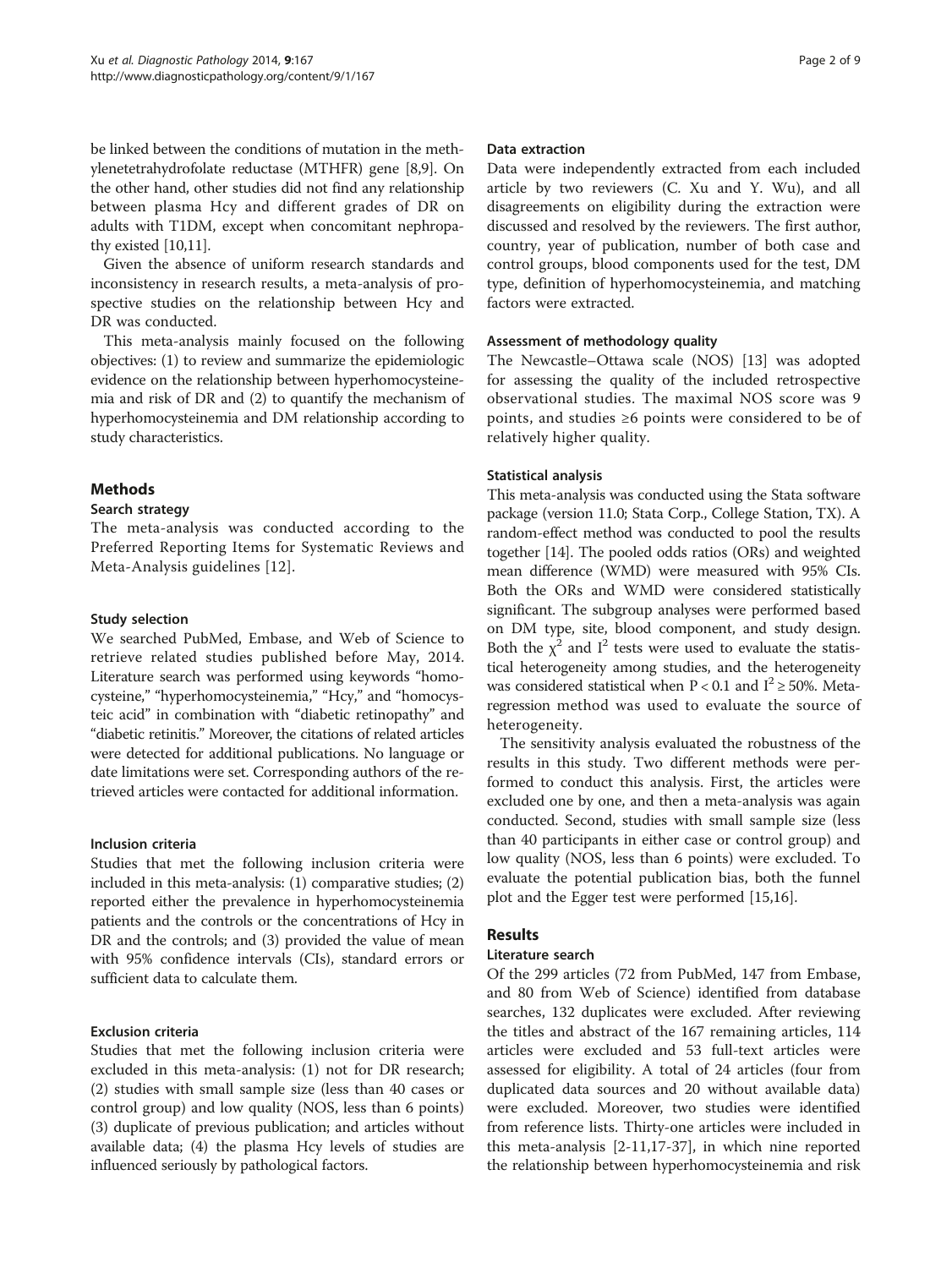be linked between the conditions of mutation in the methylenetetrahydrofolate reductase (MTHFR) gene [8,9]. On the other hand, other studies did not find any relationship between plasma Hcy and different grades of DR on adults with T1DM, except when concomitant nephropathy existed [10,11].

Given the absence of uniform research standards and inconsistency in research results, a meta-analysis of prospective studies on the relationship between Hcy and DR was conducted.

This meta-analysis mainly focused on the following objectives: (1) to review and summarize the epidemiologic evidence on the relationship between hyperhomocysteinemia and risk of DR and (2) to quantify the mechanism of hyperhomocysteinemia and DM relationship according to study characteristics.

## Methods

### Search strategy

The meta-analysis was conducted according to the Preferred Reporting Items for Systematic Reviews and Meta-Analysis guidelines [12].

### Study selection

We searched PubMed, Embase, and Web of Science to retrieve related studies published before May, 2014. Literature search was performed using keywords "homocysteine," "hyperhomocysteinemia," "Hcy," and "homocysteic acid" in combination with "diabetic retinopathy" and "diabetic retinitis." Moreover, the citations of related articles were detected for additional publications. No language or date limitations were set. Corresponding authors of the retrieved articles were contacted for additional information.

### Inclusion criteria

Studies that met the following inclusion criteria were included in this meta-analysis: (1) comparative studies; (2) reported either the prevalence in hyperhomocysteinemia patients and the controls or the concentrations of Hcy in DR and the controls; and (3) provided the value of mean with 95% confidence intervals (CIs), standard errors or sufficient data to calculate them.

### Exclusion criteria

Studies that met the following inclusion criteria were excluded in this meta-analysis: (1) not for DR research; (2) studies with small sample size (less than 40 cases or control group) and low quality (NOS, less than 6 points) (3) duplicate of previous publication; and articles without available data; (4) the plasma Hcy levels of studies are influenced seriously by pathological factors.

### Data extraction

Data were independently extracted from each included article by two reviewers (C. Xu and Y. Wu), and all disagreements on eligibility during the extraction were discussed and resolved by the reviewers. The first author, country, year of publication, number of both case and control groups, blood components used for the test, DM type, definition of hyperhomocysteinemia, and matching factors were extracted.

### Assessment of methodology quality

The Newcastle–Ottawa scale (NOS) [13] was adopted for assessing the quality of the included retrospective observational studies. The maximal NOS score was 9 points, and studies ≥6 points were considered to be of relatively higher quality.

### Statistical analysis

This meta-analysis was conducted using the Stata software package (version 11.0; Stata Corp., College Station, TX). A random-effect method was conducted to pool the results together [14]. The pooled odds ratios (ORs) and weighted mean difference (WMD) were measured with 95% CIs. Both the ORs and WMD were considered statistically significant. The subgroup analyses were performed based on DM type, site, blood component, and study design. Both the $\chi^2$ and $I^2$ tests were used to evaluate the statistical heterogeneity among studies, and the heterogeneity was considered statistical when $P < 0.1$ and $I^2 \geq 50\%$. Meta-regression method was used to evaluate the source of heterogeneity.

The sensitivity analysis evaluated the robustness of the results in this study. Two different methods were performed to conduct this analysis. First, the articles were excluded one by one, and then a meta-analysis was again conducted. Second, studies with small sample size (less than 40 participants in either case or control group) and low quality (NOS, less than 6 points) were excluded. To evaluate the potential publication bias, both the funnel plot and the Egger test were performed [15,16].

## Results

### Literature search

Of the 299 articles (72 from PubMed, 147 from Embase, and 80 from Web of Science) identified from database searches, 132 duplicates were excluded. After reviewing the titles and abstract of the 167 remaining articles, 114 articles were excluded and 53 full-text articles were assessed for eligibility. A total of 24 articles (four from duplicated data sources and 20 without available data) were excluded. Moreover, two studies were identified from reference lists. Thirty-one articles were included in this meta-analysis [2-11,17-37], in which nine reported the relationship between hyperhomocysteinemia and risk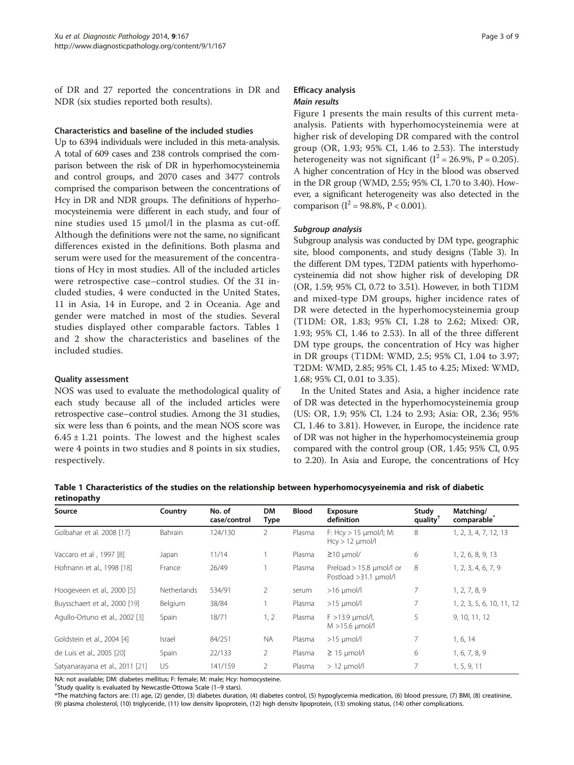of DR and 27 reported the concentrations in DR and NDR (six studies reported both results).

### Characteristics and baseline of the included studies

Up to 6394 individuals were included in this meta-analysis. A total of 609 cases and 238 controls comprised the comparison between the risk of DR in hyperhomocysteinemia and control groups, and 2070 cases and 3477 controls comprised the comparison between the concentrations of Hcy in DR and NDR groups. The definitions of hyperhomocysteinemia were different in each study, and four of nine studies used 15 μmol/l in the plasma as cut-off. Although the definitions were not the same, no significant differences existed in the definitions. Both plasma and serum were used for the measurement of the concentrations of Hcy in most studies. All of the included articles were retrospective case–control studies. Of the 31 included studies, 4 were conducted in the United States, 11 in Asia, 14 in Europe, and 2 in Oceania. Age and gender were matched in most of the studies. Several studies displayed other comparable factors. Tables 1 and 2 show the characteristics and baselines of the included studies.

### Quality assessment

NOS was used to evaluate the methodological quality of each study because all of the included articles were retrospective case–control studies. Among the 31 studies, six were less than 6 points, and the mean NOS score was $6.45 \pm 1.21$ points. The lowest and the highest scales were 4 points in two studies and 8 points in six studies, respectively.

### Efficacy analysis

#### *Main results*

Figure 1 presents the main results of this current meta-analysis. Patients with hyperhomocysteinemia were at higher risk of developing DR compared with the control group (OR, 1.93; 95% CI, 1.46 to 2.53). The interstudy heterogeneity was not significant ($I^2 = 26.9\%$, $P = 0.205$). A higher concentration of Hcy in the blood was observed in the DR group (WMD, 2.55; 95% CI, 1.70 to 3.40). However, a significant heterogeneity was also detected in the comparison ($I^2 = 98.8\%$, $P < 0.001$).

#### *Subgroup analysis*

Subgroup analysis was conducted by DM type, geographic site, blood components, and study designs (Table 3). In the different DM types, T2DM patients with hyperhomocysteinemia did not show higher risk of developing DR (OR, 1.59; 95% CI, 0.72 to 3.51). However, in both T1DM and mixed-type DM groups, higher incidence rates of DR were detected in the hyperhomocysteinemia group (T1DM: OR, 1.83; 95% CI, 1.28 to 2.62; Mixed: OR, 1.93; 95% CI, 1.46 to 2.53). In all of the three different DM type groups, the concentration of Hcy was higher in DR groups (T1DM: WMD, 2.5; 95% CI, 1.04 to 3.97; T2DM: WMD, 2.85; 95% CI, 1.45 to 4.25; Mixed: WMD, 1.68; 95% CI, 0.01 to 3.35).

In the United States and Asia, a higher incidence rate of DR was detected in the hyperhomocysteinemia group (US: OR, 1.9; 95% CI, 1.24 to 2.93; Asia: OR, 2.36; 95% CI, 1.46 to 3.81). However, in Europe, the incidence rate of DR was not higher in the hyperhomocysteinemia group compared with the control group (OR, 1.45; 95% CI, 0.95 to 2.20). In Asia and Europe, the concentrations of Hcy

**Table 1 Characteristics of the studies on the relationship between hyperhomocysyeinemia and risk of diabetic retinopathy**

| Source | Country | No. of case/control | DM Type | Blood | Exposure definition | Study quality[†] | Matching/ comparable[*] |
|---|---|---|---|---|---|---|---|
| Golbahar et al. 2008 [17] | Bahrain | 124/130 | 2 | Plasma | F: Hcy > 15 μmol/l; M: Hcy > 12 μmol/l | 8 | 1, 2, 3, 4, 7, 12, 13 |
| Vaccaro et al , 1997 [8] | Japan | 11/14 | 1 | Plasma | ≥10 μmol/ | 6 | 1, 2, 6, 8, 9, 13 |
| Hofmann et al., 1998 [18] | France | 26/49 | 1 | Plasma | Preload > 15.8 μmol/l or Postload >31.1 μmol/l | 8 | 1, 2, 3, 4, 6, 7, 9 |
| Hoogeveen et al., 2000 [5] | Netherlands | 534/91 | 2 | serum | >16 μmol/l | 7 | 1, 2, 7, 8, 9 |
| Buysschaert et al., 2000 [19] | Belgium | 38/84 | 1 | Plasma | >15 μmol/l | 7 | 1, 2, 3, 5, 6, 10, 11, 12 |
| Agullo-Ortuno et al., 2002 [3] | Spain | 18/71 | 1, 2 | Plasma | F >13.9 μmol/l, M >15.6 μmol/l | 5 | 9, 10, 11, 12 |
| Goldstein et al., 2004 [4] | Israel | 84/251 | NA | Plasma | >15 μmol/l | 7 | 1, 6, 14 |
| de Luis et al., 2005 [20] | Spain | 22/133 | 2 | Plasma | ≥ 15 μmol/l | 6 | 1, 6, 7, 8, 9 |
| Satyanarayana et al., 2011 [21] | US | 141/159 | 2 | Plasma | > 12 μmol/l | 7 | 1, 5, 9, 11 |

NA: not available; DM: diabetes mellitus; F: female; M: male; Hcy: homocysteine.

[†]Study quality is evaluated by Newcastle-Ottowa Scale (1–9 stars).

*The matching factors are: (1) age, (2) gender, (3) diabetes duration, (4) diabetes control, (5) hypoglycemia medication, (6) blood pressure, (7) BMI, (8) creatinine, (9) plasma cholesterol, (10) triglyceride, (11) low density lipoprotein, (12) high density lipoprotein, (13) smoking status, (14) other complications.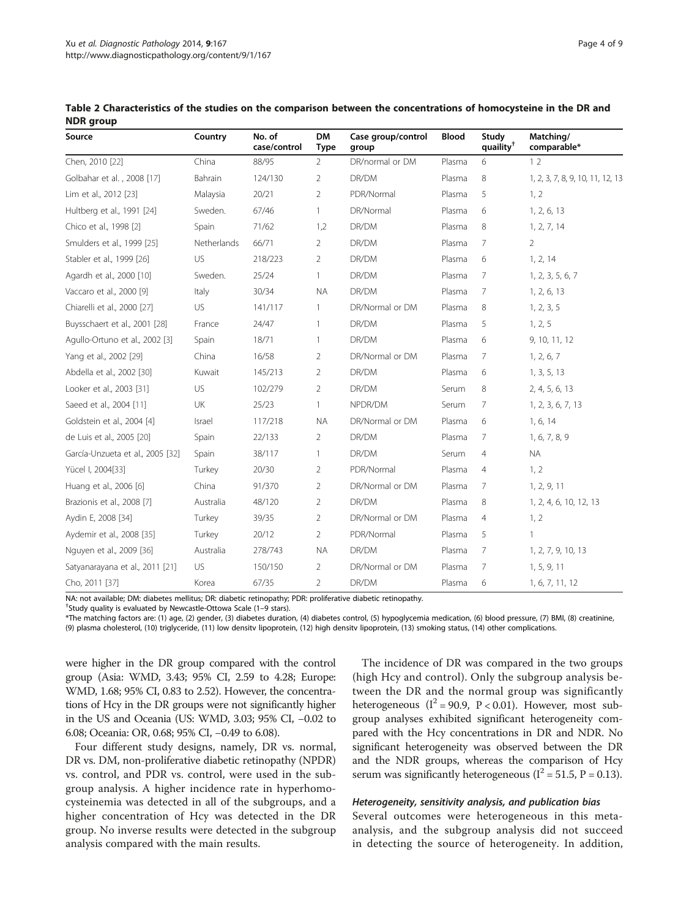**Table 2 Characteristics of the studies on the comparison between the concentrations of homocysteine in the DR and NDR group**

| Source | Country | No. of case/control | DM Type | Case group/control group | Blood | Study quaility[†] | Matching/ comparable* |
|---|---|---|---|---|---|---|---|
| Chen, 2010 [22] | China | 88/95 | 2 | DR/normal or DM | Plasma | 6 | 1 2 |
| Golbahar et al. , 2008 [17] | Bahrain | 124/130 | 2 | DR/DM | Plasma | 8 | 1, 2, 3, 7, 8, 9, 10, 11, 12, 13 |
| Lim et al., 2012 [23] | Malaysia | 20/21 | 2 | PDR/Normal | Plasma | 5 | 1, 2 |
| Hultberg et al., 1991 [24] | Sweden. | 67/46 | 1 | DR/Normal | Plasma | 6 | 1, 2, 6, 13 |
| Chico et al., 1998 [2] | Spain | 71/62 | 1,2 | DR/DM | Plasma | 8 | 1, 2, 7, 14 |
| Smulders et al., 1999 [25] | Netherlands | 66/71 | 2 | DR/DM | Plasma | 7 | 2 |
| Stabler et al., 1999 [26] | US | 218/223 | 2 | DR/DM | Plasma | 6 | 1, 2, 14 |
| Agardh et al., 2000 [10] | Sweden. | 25/24 | 1 | DR/DM | Plasma | 7 | 1, 2, 3, 5, 6, 7 |
| Vaccaro et al., 2000 [9] | Italy | 30/34 | NA | DR/DM | Plasma | 7 | 1, 2, 6, 13 |
| Chiarelli et al., 2000 [27] | US | 141/117 | 1 | DR/Normal or DM | Plasma | 8 | 1, 2, 3, 5 |
| Buysschaert et al., 2001 [28] | France | 24/47 | 1 | DR/DM | Plasma | 5 | 1, 2, 5 |
| Agullo-Ortuno et al., 2002 [3] | Spain | 18/71 | 1 | DR/DM | Plasma | 6 | 9, 10, 11, 12 |
| Yang et al., 2002 [29] | China | 16/58 | 2 | DR/Normal or DM | Plasma | 7 | 1, 2, 6, 7 |
| Abdella et al., 2002 [30] | Kuwait | 145/213 | 2 | DR/DM | Plasma | 6 | 1, 3, 5, 13 |
| Looker et al., 2003 [31] | US | 102/279 | 2 | DR/DM | Serum | 8 | 2, 4, 5, 6, 13 |
| Saeed et al., 2004 [11] | UK | 25/23 | 1 | NPDR/DM | Serum | 7 | 1, 2, 3, 6, 7, 13 |
| Goldstein et al., 2004 [4] | Israel | 117/218 | NA | DR/Normal or DM | Plasma | 6 | 1, 6, 14 |
| de Luis et al., 2005 [20] | Spain | 22/133 | 2 | DR/DM | Plasma | 7 | 1, 6, 7, 8, 9 |
| García-Unzueta et al., 2005 [32] | Spain | 38/117 | 1 | DR/DM | Serum | 4 | NA |
| Yücel I, 2004[33] | Turkey | 20/30 | 2 | PDR/Normal | Plasma | 4 | 1, 2 |
| Huang et al., 2006 [6] | China | 91/370 | 2 | DR/Normal or DM | Plasma | 7 | 1, 2, 9, 11 |
| Brazionis et al., 2008 [7] | Australia | 48/120 | 2 | DR/DM | Plasma | 8 | 1, 2, 4, 6, 10, 12, 13 |
| Aydin E, 2008 [34] | Turkey | 39/35 | 2 | DR/Normal or DM | Plasma | 4 | 1, 2 |
| Aydemir et al., 2008 [35] | Turkey | 20/12 | 2 | PDR/Normal | Plasma | 5 | 1 |
| Nguyen et al., 2009 [36] | Australia | 278/743 | NA | DR/DM | Plasma | 7 | 1, 2, 7, 9, 10, 13 |
| Satyanarayana et al., 2011 [21] | US | 150/150 | 2 | DR/Normal or DM | Plasma | 7 | 1, 5, 9, 11 |
| Cho, 2011 [37] | Korea | 67/35 | 2 | DR/DM | Plasma | 6 | 1, 6, 7, 11, 12 |

NA: not available; DM: diabetes mellitus; DR: diabetic retinopathy; PDR: proliferative diabetic retinopathy.
[†]Study quality is evaluated by Newcastle-Ottowa Scale (1–9 stars).
*The matching factors are: (1) age, (2) gender, (3) diabetes duration, (4) diabetes control, (5) hypoglycemia medication, (6) blood pressure, (7) BMI, (8) creatinine, (9) plasma cholesterol, (10) triglyceride, (11) low density lipoprotein, (12) high density lipoprotein, (13) smoking status, (14) other complications.

were higher in the DR group compared with the control group (Asia: WMD, 3.43; 95% CI, 2.59 to 4.28; Europe: WMD, 1.68; 95% CI, 0.83 to 2.52). However, the concentrations of Hcy in the DR groups were not significantly higher in the US and Oceania (US: WMD, 3.03; 95% CI, −0.02 to 6.08; Oceania: OR, 0.68; 95% CI, −0.49 to 6.08).

Four different study designs, namely, DR vs. normal, DR vs. DM, non-proliferative diabetic retinopathy (NPDR) vs. control, and PDR vs. control, were used in the subgroup analysis. A higher incidence rate in hyperhomocysteinemia was detected in all of the subgroups, and a higher concentration of Hcy was detected in the DR group. No inverse results were detected in the subgroup analysis compared with the main results.

The incidence of DR was compared in the two groups (high Hcy and control). Only the subgroup analysis between the DR and the normal group was significantly heterogeneous ($I^2 = 90.9$, $P < 0.01$). However, most subgroup analyses exhibited significant heterogeneity compared with the Hcy concentrations in DR and NDR. No significant heterogeneity was observed between the DR and the NDR groups, whereas the comparison of Hcy serum was significantly heterogeneous ($I^2 = 51.5$, $P = 0.13$).

#### *Heterogeneity, sensitivity analysis, and publication bias*

Several outcomes were heterogeneous in this meta-analysis, and the subgroup analysis did not succeed in detecting the source of heterogeneity. In addition,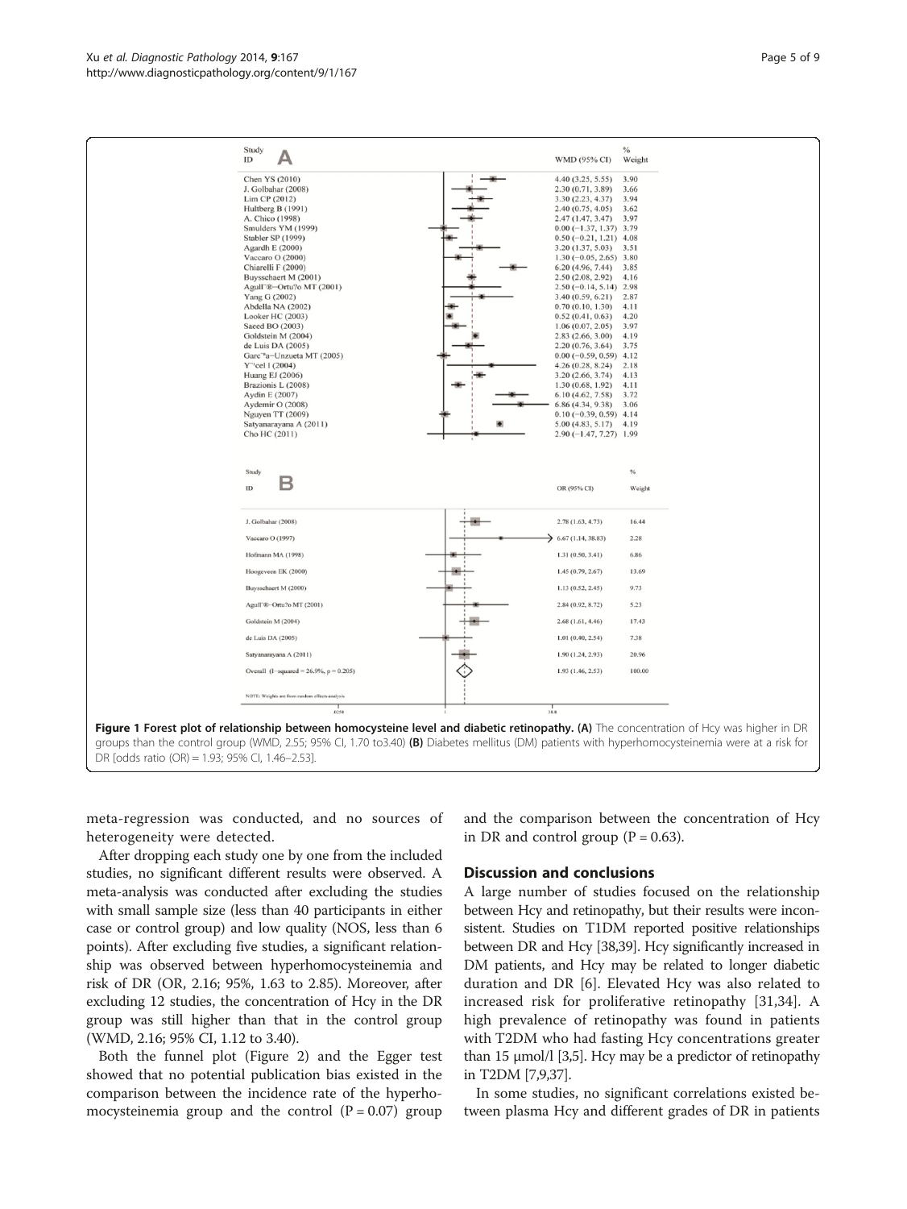Figure 1 Forest plot of relationship between homocysteine level and diabetic retinopathy. (A) The concentration of Hcy was higher in DR groups than the control group (WMD, 2.55; 95% CI, 1.70 to3.40) (B) Diabetes mellitus (DM) patients with hyperhomocysteinemia were at a risk for DR [odds ratio (OR) = 1.93; 95% CI, 1.46–2.53].

meta-regression was conducted, and no sources of heterogeneity were detected.

After dropping each study one by one from the included studies, no significant different results were observed. A meta-analysis was conducted after excluding the studies with small sample size (less than 40 participants in either case or control group) and low quality (NOS, less than 6 points). After excluding five studies, a significant relationship was observed between hyperhomocysteinemia and risk of DR (OR, 2.16; 95%, 1.63 to 2.85). Moreover, after excluding 12 studies, the concentration of Hcy in the DR group was still higher than that in the control group (WMD, 2.16; 95% CI, 1.12 to 3.40).

Both the funnel plot (Figure 2) and the Egger test showed that no potential publication bias existed in the comparison between the incidence rate of the hyperhomocysteinemia group and the control (P = 0.07) group and the comparison between the concentration of Hcy in DR and control group (P = 0.63).

## Discussion and conclusions

A large number of studies focused on the relationship between Hcy and retinopathy, but their results were inconsistent. Studies on T1DM reported positive relationships between DR and Hcy [38,39]. Hcy significantly increased in DM patients, and Hcy may be related to longer diabetic duration and DR [6]. Elevated Hcy was also related to increased risk for proliferative retinopathy [31,34]. A high prevalence of retinopathy was found in patients with T2DM who had fasting Hcy concentrations greater than 15 μmol/l [3,5]. Hcy may be a predictor of retinopathy in T2DM [7,9,37].

In some studies, no significant correlations existed between plasma Hcy and different grades of DR in patients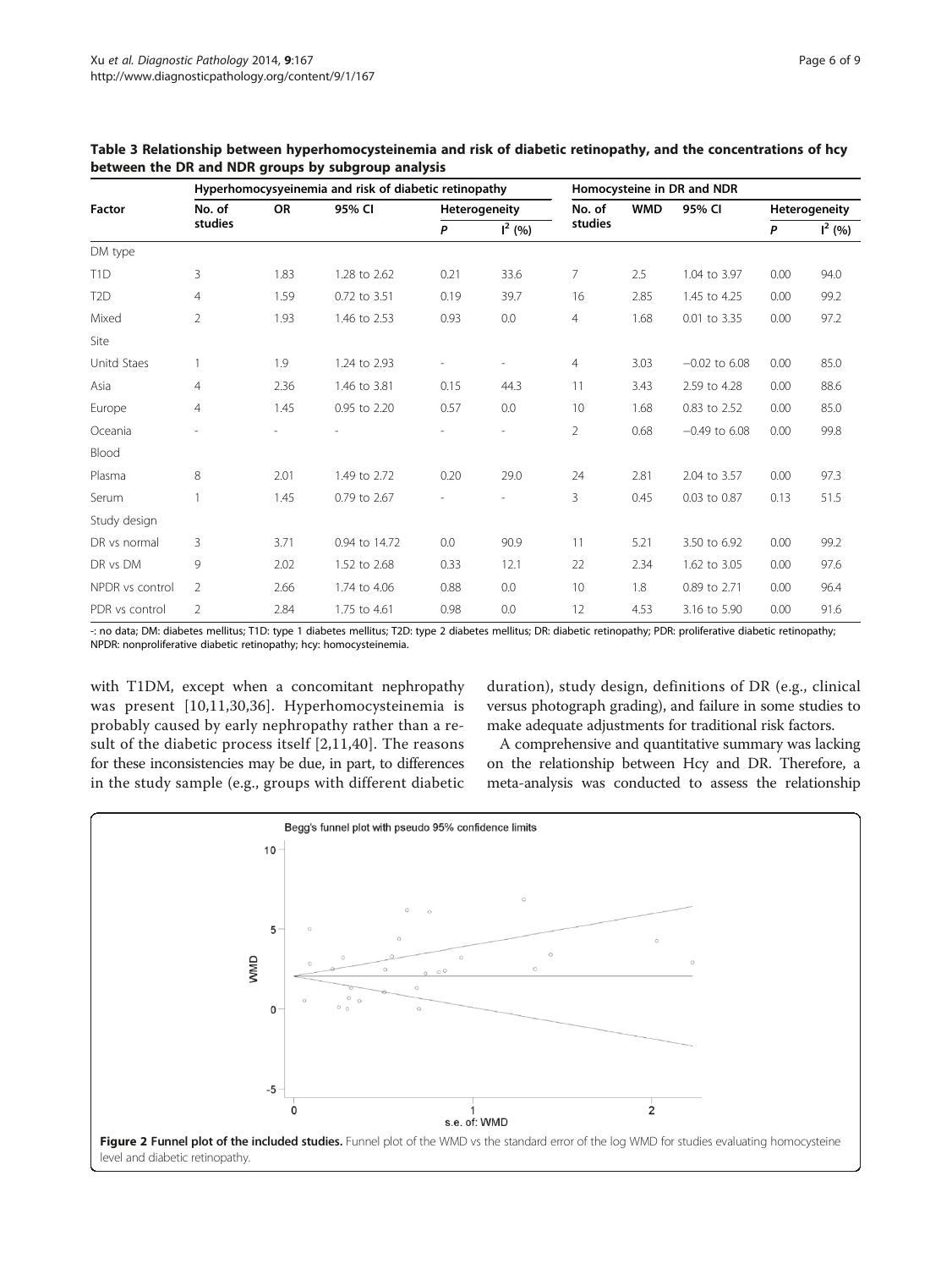**Table 3 Relationship between hyperhomocysteinemia and risk of diabetic retinopathy, and the concentrations of hcy between the DR and NDR groups by subgroup analysis**

| Factor | Hyperhomocysyeinemia and risk of diabetic retinopathy | | | | | Homocysteine in DR and NDR | | | | |
|---|---|---|---|---|---|---|---|---|---|---|
| | No. of studies | OR | 95% CI | Heterogeneity | | No. of studies | WMD | 95% CI | Heterogeneity | |
| | | | | *P* | $I^2$ (%) | | | | *P* | $I^2$ (%) |
| DM type | | | | | | | | | | |
| T1D | 3 | 1.83 | 1.28 to 2.62 | 0.21 | 33.6 | 7 | 2.5 | 1.04 to 3.97 | 0.00 | 94.0 |
| T2D | 4 | 1.59 | 0.72 to 3.51 | 0.19 | 39.7 | 16 | 2.85 | 1.45 to 4.25 | 0.00 | 99.2 |
| Mixed | 2 | 1.93 | 1.46 to 2.53 | 0.93 | 0.0 | 4 | 1.68 | 0.01 to 3.35 | 0.00 | 97.2 |
| Site | | | | | | | | | | |
| Unitd Staes | 1 | 1.9 | 1.24 to 2.93 | - | - | 4 | 3.03 | −0.02 to 6.08 | 0.00 | 85.0 |
| Asia | 4 | 2.36 | 1.46 to 3.81 | 0.15 | 44.3 | 11 | 3.43 | 2.59 to 4.28 | 0.00 | 88.6 |
| Europe | 4 | 1.45 | 0.95 to 2.20 | 0.57 | 0.0 | 10 | 1.68 | 0.83 to 2.52 | 0.00 | 85.0 |
| Oceania | - | - | - | - | - | 2 | 0.68 | −0.49 to 6.08 | 0.00 | 99.8 |
| Blood | | | | | | | | | | |
| Plasma | 8 | 2.01 | 1.49 to 2.72 | 0.20 | 29.0 | 24 | 2.81 | 2.04 to 3.57 | 0.00 | 97.3 |
| Serum | 1 | 1.45 | 0.79 to 2.67 | - | - | 3 | 0.45 | 0.03 to 0.87 | 0.13 | 51.5 |
| Study design | | | | | | | | | | |
| DR vs normal | 3 | 3.71 | 0.94 to 14.72 | 0.0 | 90.9 | 11 | 5.21 | 3.50 to 6.92 | 0.00 | 99.2 |
| DR vs DM | 9 | 2.02 | 1.52 to 2.68 | 0.33 | 12.1 | 22 | 2.34 | 1.62 to 3.05 | 0.00 | 97.6 |
| NPDR vs control | 2 | 2.66 | 1.74 to 4.06 | 0.88 | 0.0 | 10 | 1.8 | 0.89 to 2.71 | 0.00 | 96.4 |
| PDR vs control | 2 | 2.84 | 1.75 to 4.61 | 0.98 | 0.0 | 12 | 4.53 | 3.16 to 5.90 | 0.00 | 91.6 |

-: no data; DM: diabetes mellitus; T1D: type 1 diabetes mellitus; T2D: type 2 diabetes mellitus; DR: diabetic retinopathy; PDR: proliferative diabetic retinopathy; NPDR: nonproliferative diabetic retinopathy; hcy: homocysteinemia.

with T1DM, except when a concomitant nephropathy was present [10,11,30,36]. Hyperhomocysteinemia is probably caused by early nephropathy rather than a result of the diabetic process itself [2,11,40]. The reasons for these inconsistencies may be due, in part, to differences in the study sample (e.g., groups with different diabetic duration), study design, definitions of DR (e.g., clinical versus photograph grading), and failure in some studies to make adequate adjustments for traditional risk factors.

A comprehensive and quantitative summary was lacking on the relationship between Hcy and DR. Therefore, a meta-analysis was conducted to assess the relationship

**Figure 2 Funnel plot of the included studies.** Funnel plot of the WMD vs the standard error of the log WMD for studies evaluating homocysteine level and diabetic retinopathy.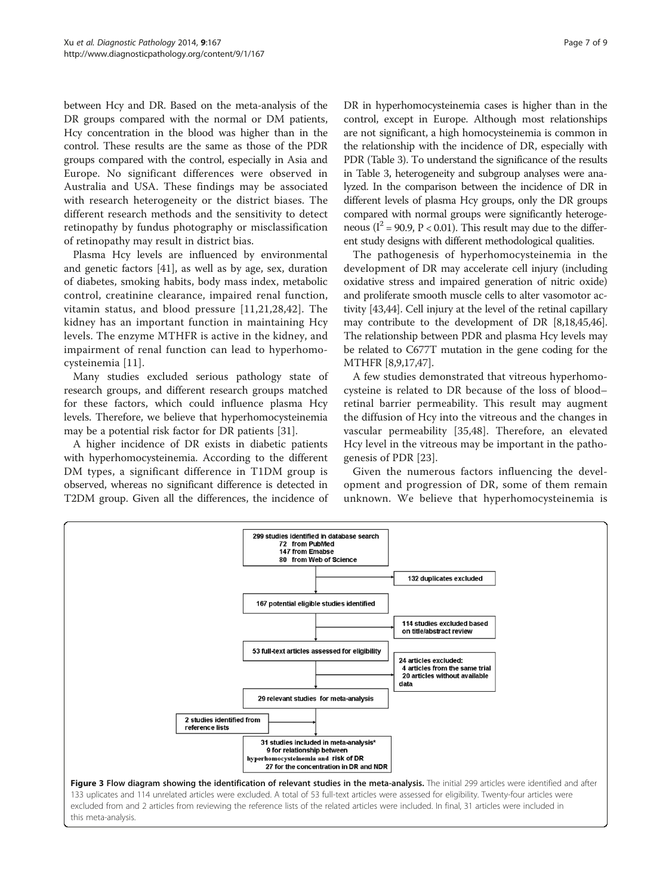between Hcy and DR. Based on the meta-analysis of the DR groups compared with the normal or DM patients, Hcy concentration in the blood was higher than in the control. These results are the same as those of the PDR groups compared with the control, especially in Asia and Europe. No significant differences were observed in Australia and USA. These findings may be associated with research heterogeneity or the district biases. The different research methods and the sensitivity to detect retinopathy by fundus photography or misclassification of retinopathy may result in district bias.

Plasma Hcy levels are influenced by environmental and genetic factors [41], as well as by age, sex, duration of diabetes, smoking habits, body mass index, metabolic control, creatinine clearance, impaired renal function, vitamin status, and blood pressure [11,21,28,42]. The kidney has an important function in maintaining Hcy levels. The enzyme MTHFR is active in the kidney, and impairment of renal function can lead to hyperhomocysteinemia [11].

Many studies excluded serious pathology state of research groups, and different research groups matched for these factors, which could influence plasma Hcy levels. Therefore, we believe that hyperhomocysteinemia may be a potential risk factor for DR patients [31].

A higher incidence of DR exists in diabetic patients with hyperhomocysteinemia. According to the different DM types, a significant difference in T1DM group is observed, whereas no significant difference is detected in T2DM group. Given all the differences, the incidence of DR in hyperhomocysteinemia cases is higher than in the control, except in Europe. Although most relationships are not significant, a high homocysteinemia is common in the relationship with the incidence of DR, especially with PDR (Table 3). To understand the significance of the results in Table 3, heterogeneity and subgroup analyses were analyzed. In the comparison between the incidence of DR in different levels of plasma Hcy groups, only the DR groups compared with normal groups were significantly heterogeneous ($I^2 = 90.9$, $P < 0.01$). This result may due to the different study designs with different methodological qualities.

The pathogenesis of hyperhomocysteinemia in the development of DR may accelerate cell injury (including oxidative stress and impaired generation of nitric oxide) and proliferate smooth muscle cells to alter vasomotor activity [43,44]. Cell injury at the level of the retinal capillary may contribute to the development of DR [8,18,45,46]. The relationship between PDR and plasma Hcy levels may be related to C677T mutation in the gene coding for the MTHFR [8,9,17,47].

A few studies demonstrated that vitreous hyperhomocysteine is related to DR because of the loss of blood–retinal barrier permeability. This result may augment the diffusion of Hcy into the vitreous and the changes in vascular permeability [35,48]. Therefore, an elevated Hcy level in the vitreous may be important in the pathogenesis of PDR [23].

Given the numerous factors influencing the development and progression of DR, some of them remain unknown. We believe that hyperhomocysteinemia is

- 299 studies identified in database search: 72 from PubMed, 147 from Emabse, 80 from Web of Science
- 132 duplicates excluded
- 167 potential eligible studies identified
- 114 studies excluded based on title/abstract review
- 53 full-text articles assessed for eligibility
- 24 articles excluded: 4 articles from the same trial, 20 articles without available data
- 29 relevant studies for meta-analysis
- 2 studies identified from reference lists
- 31 studies included in meta-analysis*: 9 for relationship between hyperhomocysteinemia and risk of DR; 27 for the concentration in DR and NDR

**Figure 3 Flow diagram showing the identification of relevant studies in the meta-analysis.** The initial 299 articles were identified and after 133 uplicates and 114 unrelated articles were excluded. A total of 53 full-text articles were assessed for eligibility. Twenty-four articles were excluded from and 2 articles from reviewing the reference lists of the related articles were included. In final, 31 articles were included in this meta-analysis.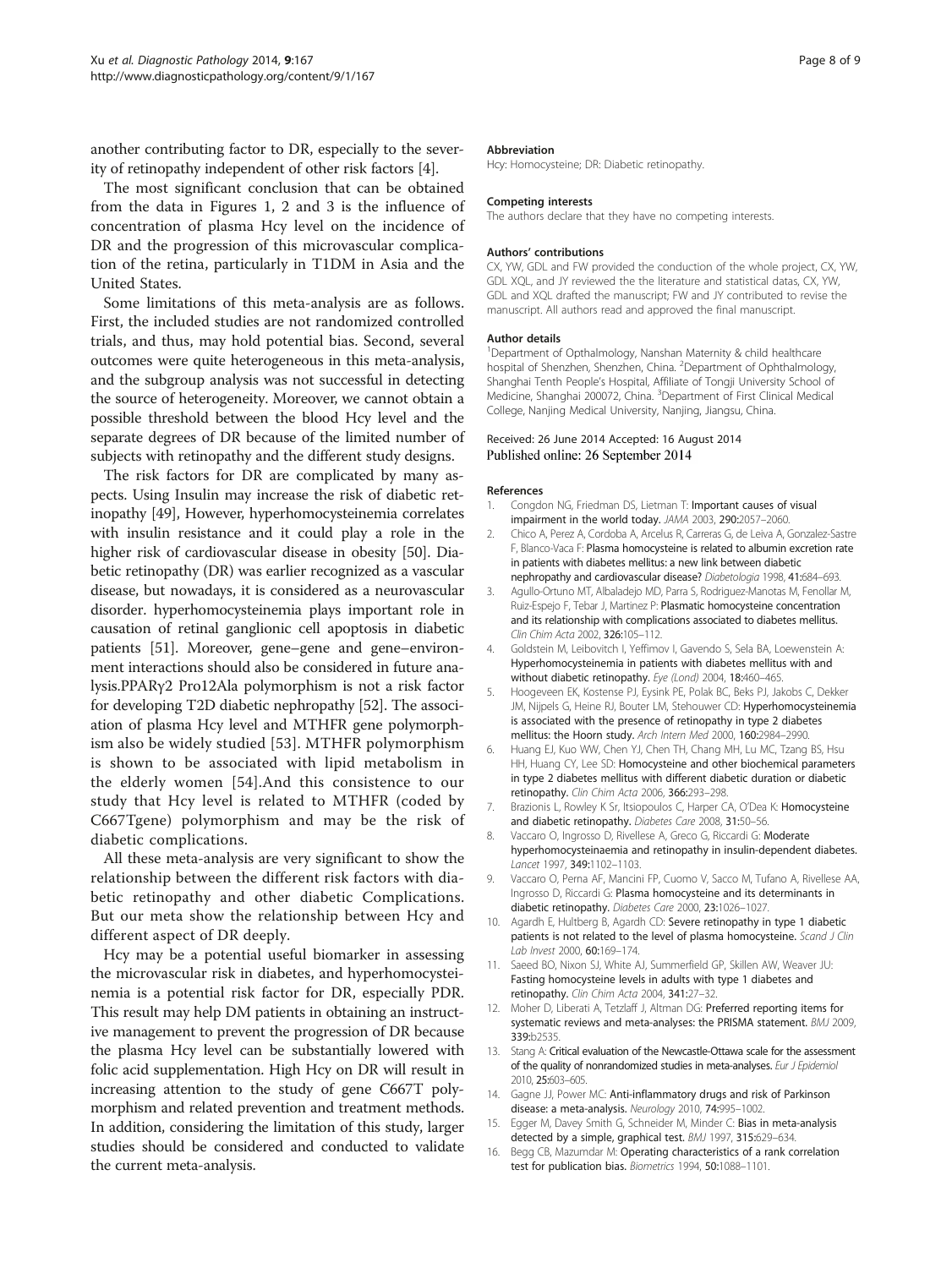another contributing factor to DR, especially to the severity of retinopathy independent of other risk factors [4].

The most significant conclusion that can be obtained from the data in Figures 1, 2 and 3 is the influence of concentration of plasma Hcy level on the incidence of DR and the progression of this microvascular complication of the retina, particularly in T1DM in Asia and the United States.

Some limitations of this meta-analysis are as follows. First, the included studies are not randomized controlled trials, and thus, may hold potential bias. Second, several outcomes were quite heterogeneous in this meta-analysis, and the subgroup analysis was not successful in detecting the source of heterogeneity. Moreover, we cannot obtain a possible threshold between the blood Hcy level and the separate degrees of DR because of the limited number of subjects with retinopathy and the different study designs.

The risk factors for DR are complicated by many aspects. Using Insulin may increase the risk of diabetic retinopathy [49], However, hyperhomocysteinemia correlates with insulin resistance and it could play a role in the higher risk of cardiovascular disease in obesity [50]. Diabetic retinopathy (DR) was earlier recognized as a vascular disease, but nowadays, it is considered as a neurovascular disorder. hyperhomocysteinemia plays important role in causation of retinal ganglionic cell apoptosis in diabetic patients [51]. Moreover, gene–gene and gene–environment interactions should also be considered in future analysis.PPARγ2 Pro12Ala polymorphism is not a risk factor for developing T2D diabetic nephropathy [52]. The association of plasma Hcy level and MTHFR gene polymorphism also be widely studied [53]. MTHFR polymorphism is shown to be associated with lipid metabolism in the elderly women [54].And this consistence to our study that Hcy level is related to MTHFR (coded by C667Tgene) polymorphism and may be the risk of diabetic complications.

All these meta-analysis are very significant to show the relationship between the different risk factors with diabetic retinopathy and other diabetic Complications. But our meta show the relationship between Hcy and different aspect of DR deeply.

Hcy may be a potential useful biomarker in assessing the microvascular risk in diabetes, and hyperhomocysteinemia is a potential risk factor for DR, especially PDR. This result may help DM patients in obtaining an instructive management to prevent the progression of DR because the plasma Hcy level can be substantially lowered with folic acid supplementation. High Hcy on DR will result in increasing attention to the study of gene C667T polymorphism and related prevention and treatment methods. In addition, considering the limitation of this study, larger studies should be considered and conducted to validate the current meta-analysis.

#### Abbreviation
Hcy: Homocysteine; DR: Diabetic retinopathy.

#### Competing interests
The authors declare that they have no competing interests.

#### Authors' contributions
CX, YW, GDL and FW provided the conduction of the whole project, CX, YW, GDL XQL, and JY reviewed the the literature and statistical datas, CX, YW, GDL and XQL drafted the manuscript; FW and JY contributed to revise the manuscript. All authors read and approved the final manuscript.

#### Author details
[1]Department of Opthalmology, Nanshan Maternity & child healthcare hospital of Shenzhen, Shenzhen, China. [2]Department of Ophthalmology, Shanghai Tenth People's Hospital, Affiliate of Tongji University School of Medicine, Shanghai 200072, China. [3]Department of First Clinical Medical College, Nanjing Medical University, Nanjing, Jiangsu, China.

Received: 26 June 2014 Accepted: 16 August 2014
Published online: 26 September 2014

#### References
1. Congdon NG, Friedman DS, Lietman T: **Important causes of visual impairment in the world today.** *JAMA* 2003, **290:**2057–2060.
2. Chico A, Perez A, Cordoba A, Arcelus R, Carreras G, de Leiva A, Gonzalez-Sastre F, Blanco-Vaca F: **Plasma homocysteine is related to albumin excretion rate in patients with diabetes mellitus: a new link between diabetic nephropathy and cardiovascular disease?** *Diabetologia* 1998, **41:**684–693.
3. Agullo-Ortuno MT, Albaladejo MD, Parra S, Rodriguez-Manotas M, Fenollar M, Ruiz-Espejo F, Tebar J, Martinez P: **Plasmatic homocysteine concentration and its relationship with complications associated to diabetes mellitus.** *Clin Chim Acta* 2002, **326:**105–112.
4. Goldstein M, Leibovitch I, Yeffimov I, Gavendo S, Sela BA, Loewenstein A: **Hyperhomocysteinemia in patients with diabetes mellitus with and without diabetic retinopathy.** *Eye (Lond)* 2004, **18:**460–465.
5. Hoogeveen EK, Kostense PJ, Eysink PE, Polak BC, Beks PJ, Jakobs C, Dekker JM, Nijpels G, Heine RJ, Bouter LM, Stehouwer CD: **Hyperhomocysteinemia is associated with the presence of retinopathy in type 2 diabetes mellitus: the Hoorn study.** *Arch Intern Med* 2000, **160:**2984–2990.
6. Huang EJ, Kuo WW, Chen YJ, Chen TH, Chang MH, Lu MC, Tzang BS, Hsu HH, Huang CY, Lee SD: **Homocysteine and other biochemical parameters in type 2 diabetes mellitus with different diabetic duration or diabetic retinopathy.** *Clin Chim Acta* 2006, **366:**293–298.
7. Brazionis L, Rowley K Sr, Itsiopoulos C, Harper CA, O'Dea K: **Homocysteine and diabetic retinopathy.** *Diabetes Care* 2008, **31:**50–56.
8. Vaccaro O, Ingrosso D, Rivellese A, Greco G, Riccardi G: **Moderate hyperhomocysteinaemia and retinopathy in insulin-dependent diabetes.** *Lancet* 1997, **349:**1102–1103.
9. Vaccaro O, Perna AF, Mancini FP, Cuomo V, Sacco M, Tufano A, Rivellese AA, Ingrosso D, Riccardi G: **Plasma homocysteine and its determinants in diabetic retinopathy.** *Diabetes Care* 2000, **23:**1026–1027.
10. Agardh E, Hultberg B, Agardh CD: **Severe retinopathy in type 1 diabetic patients is not related to the level of plasma homocysteine.** *Scand J Clin Lab Invest* 2000, **60:**169–174.
11. Saeed BO, Nixon SJ, White AJ, Summerfield GP, Skillen AW, Weaver JU: **Fasting homocysteine levels in adults with type 1 diabetes and retinopathy.** *Clin Chim Acta* 2004, **341:**27–32.
12. Moher D, Liberati A, Tetzlaff J, Altman DG: **Preferred reporting items for systematic reviews and meta-analyses: the PRISMA statement.** *BMJ* 2009, **339:**b2535.
13. Stang A: **Critical evaluation of the Newcastle-Ottawa scale for the assessment of the quality of nonrandomized studies in meta-analyses.** *Eur J Epidemiol* 2010, **25:**603–605.
14. Gagne JJ, Power MC: **Anti-inflammatory drugs and risk of Parkinson disease: a meta-analysis.** *Neurology* 2010, **74:**995–1002.
15. Egger M, Davey Smith G, Schneider M, Minder C: **Bias in meta-analysis detected by a simple, graphical test.** *BMJ* 1997, **315:**629–634.
16. Begg CB, Mazumdar M: **Operating characteristics of a rank correlation test for publication bias.** *Biometrics* 1994, **50:**1088–1101.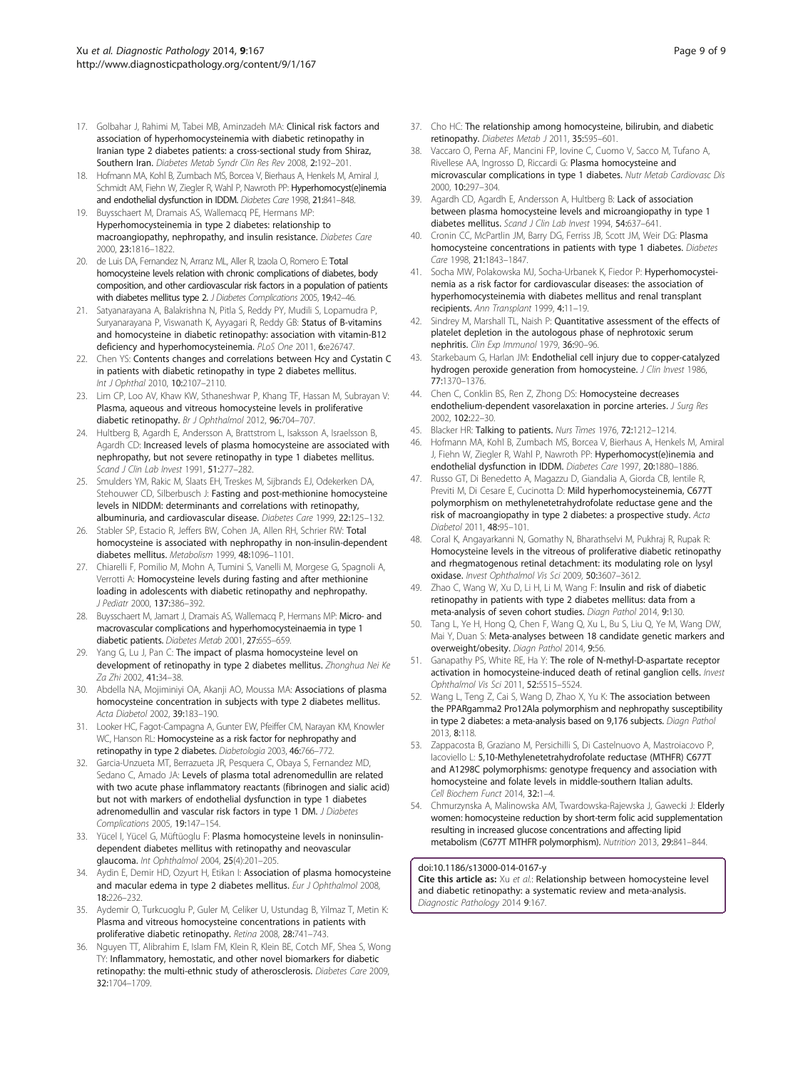17. Golbahar J, Rahimi M, Tabei MB, Aminzadeh MA: **Clinical risk factors and association of hyperhomocysteinemia with diabetic retinopathy in Iranian type 2 diabetes patients: a cross-sectional study from Shiraz, Southern Iran.** *Diabetes Metab Syndr Clin Res Rev* 2008, **2:**192–201.
18. Hofmann MA, Kohl B, Zumbach MS, Borcea V, Bierhaus A, Henkels M, Amiral J, Schmidt AM, Fiehn W, Ziegler R, Wahl P, Nawroth PP: **Hyperhomocyst(e)inemia and endothelial dysfunction in IDDM.** *Diabetes Care* 1998, **21:**841–848.
19. Buysschaert M, Dramais AS, Wallemacq PE, Hermans MP: **Hyperhomocysteinemia in type 2 diabetes: relationship to macroangiopathy, nephropathy, and insulin resistance.** *Diabetes Care* 2000, **23:**1816–1822.
20. de Luis DA, Fernandez N, Arranz ML, Aller R, Izaola O, Romero E: **Total homocysteine levels relation with chronic complications of diabetes, body composition, and other cardiovascular risk factors in a population of patients with diabetes mellitus type 2.** *J Diabetes Complications* 2005, **19:**42–46.
21. Satyanarayana A, Balakrishna N, Pitla S, Reddy PY, Mudili S, Lopamudra P, Suryanarayana P, Viswanath K, Ayyagari R, Reddy GB: **Status of B-vitamins and homocysteine in diabetic retinopathy: association with vitamin-B12 deficiency and hyperhomocysteinemia.** *PLoS One* 2011, **6:**e26747.
22. Chen YS: **Contents changes and correlations between Hcy and Cystatin C in patients with diabetic retinopathy in type 2 diabetes mellitus.** *Int J Ophthal* 2010, **10:**2107–2110.
23. Lim CP, Loo AV, Khaw KW, Sthaneshwar P, Khang TF, Hassan M, Subrayan V: **Plasma, aqueous and vitreous homocysteine levels in proliferative diabetic retinopathy.** *Br J Ophthalmol* 2012, **96:**704–707.
24. Hultberg B, Agardh E, Andersson A, Brattstrom L, Isaksson A, Israelsson B, Agardh CD: **Increased levels of plasma homocysteine are associated with nephropathy, but not severe retinopathy in type 1 diabetes mellitus.** *Scand J Clin Lab Invest* 1991, **51:**277–282.
25. Smulders YM, Rakic M, Slaats EH, Treskes M, Sijbrands EJ, Odekerken DA, Stehouwer CD, Silberbusch J: **Fasting and post-methionine homocysteine levels in NIDDM: determinants and correlations with retinopathy, albuminuria, and cardiovascular disease.** *Diabetes Care* 1999, **22:**125–132.
26. Stabler SP, Estacio R, Jeffers BW, Cohen JA, Allen RH, Schrier RW: **Total homocysteine is associated with nephropathy in non-insulin-dependent diabetes mellitus.** *Metabolism* 1999, **48:**1096–1101.
27. Chiarelli F, Pomilio M, Mohn A, Tumini S, Vanelli M, Morgese G, Spagnoli A, Verrotti A: **Homocysteine levels during fasting and after methionine loading in adolescents with diabetic retinopathy and nephropathy.** *J Pediatr* 2000, **137:**386–392.
28. Buysschaert M, Jamart J, Dramais AS, Wallemacq P, Hermans MP: **Micro- and macrovascular complications and hyperhomocysteinaemia in type 1 diabetic patients.** *Diabetes Metab* 2001, **27:**655–659.
29. Yang G, Lu J, Pan C: **The impact of plasma homocysteine level on development of retinopathy in type 2 diabetes mellitus.** *Zhonghua Nei Ke Za Zhi* 2002, **41:**34–38.
30. Abdella NA, Mojiminiyi OA, Akanji AO, Moussa MA: **Associations of plasma homocysteine concentration in subjects with type 2 diabetes mellitus.** *Acta Diabetol* 2002, **39:**183–190.
31. Looker HC, Fagot-Campagna A, Gunter EW, Pfeiffer CM, Narayan KM, Knowler WC, Hanson RL: **Homocysteine as a risk factor for nephropathy and retinopathy in type 2 diabetes.** *Diabetologia* 2003, **46:**766–772.
32. Garcia-Unzueta MT, Berrazueta JR, Pesquera C, Obaya S, Fernandez MD, Sedano C, Amado JA: **Levels of plasma total adrenomedullin are related with two acute phase inflammatory reactants (fibrinogen and sialic acid) but not with markers of endothelial dysfunction in type 1 diabetes adrenomedullin and vascular risk factors in type 1 DM.** *J Diabetes Complications* 2005, **19:**147–154.
33. Yücel I, Yücel G, Müftüoglu F: **Plasma homocysteine levels in noninsulin-dependent diabetes mellitus with retinopathy and neovascular glaucoma.** *Int Ophthalmol* 2004, **25**(4):201–205.
34. Aydin E, Demir HD, Ozyurt H, Etikan I: **Association of plasma homocysteine and macular edema in type 2 diabetes mellitus.** *Eur J Ophthalmol* 2008, **18:**226–232.
35. Aydemir O, Turkcuoglu P, Guler M, Celiker U, Ustundag B, Yilmaz T, Metin K: **Plasma and vitreous homocysteine concentrations in patients with proliferative diabetic retinopathy.** *Retina* 2008, **28:**741–743.
36. Nguyen TT, Alibrahim E, Islam FM, Klein R, Klein BE, Cotch MF, Shea S, Wong TY: **Inflammatory, hemostatic, and other novel biomarkers for diabetic retinopathy: the multi-ethnic study of atherosclerosis.** *Diabetes Care* 2009, **32:**1704–1709.
37. Cho HC: **The relationship among homocysteine, bilirubin, and diabetic retinopathy.** *Diabetes Metab J* 2011, **35:**595–601.
38. Vaccaro O, Perna AF, Mancini FP, Iovine C, Cuomo V, Sacco M, Tufano A, Rivellese AA, Ingrosso D, Riccardi G: **Plasma homocysteine and microvascular complications in type 1 diabetes.** *Nutr Metab Cardiovasc Dis* 2000, **10:**297–304.
39. Agardh CD, Agardh E, Andersson A, Hultberg B: **Lack of association between plasma homocysteine levels and microangiopathy in type 1 diabetes mellitus.** *Scand J Clin Lab Invest* 1994, **54:**637–641.
40. Cronin CC, McPartlin JM, Barry DG, Ferriss JB, Scott JM, Weir DG: **Plasma homocysteine concentrations in patients with type 1 diabetes.** *Diabetes Care* 1998, **21:**1843–1847.
41. Socha MW, Polakowska MJ, Socha-Urbanek K, Fiedor P: **Hyperhomocysteinemia as a risk factor for cardiovascular diseases: the association of hyperhomocysteinemia with diabetes mellitus and renal transplant recipients.** *Ann Transplant* 1999, **4:**11–19.
42. Sindrey M, Marshall TL, Naish P: **Quantitative assessment of the effects of platelet depletion in the autologous phase of nephrotoxic serum nephritis.** *Clin Exp Immunol* 1979, **36:**90–96.
43. Starkebaum G, Harlan JM: **Endothelial cell injury due to copper-catalyzed hydrogen peroxide generation from homocysteine.** *J Clin Invest* 1986, **77:**1370–1376.
44. Chen C, Conklin BS, Ren Z, Zhong DS: **Homocysteine decreases endothelium-dependent vasorelaxation in porcine arteries.** *J Surg Res* 2002, **102:**22–30.
45. Blacker HR: **Talking to patients.** *Nurs Times* 1976, **72:**1212–1214.
46. Hofmann MA, Kohl B, Zumbach MS, Borcea V, Bierhaus A, Henkels M, Amiral J, Fiehn W, Ziegler R, Wahl P, Nawroth PP: **Hyperhomocyst(e)inemia and endothelial dysfunction in IDDM.** *Diabetes Care* 1997, **20:**1880–1886.
47. Russo GT, Di Benedetto A, Magazzu D, Giandalia A, Giorda CB, Ientile R, Previti M, Di Cesare E, Cucinotta D: **Mild hyperhomocysteinemia, C677T polymorphism on methylenetetrahydrofolate reductase gene and the risk of macroangiopathy in type 2 diabetes: a prospective study.** *Acta Diabetol* 2011, **48:**95–101.
48. Coral K, Angayarkanni N, Gomathy N, Bharathselvi M, Pukhraj R, Rupak R: **Homocysteine levels in the vitreous of proliferative diabetic retinopathy and rhegmatogenous retinal detachment: its modulating role on lysyl oxidase.** *Invest Ophthalmol Vis Sci* 2009, **50:**3607–3612.
49. Zhao C, Wang W, Xu D, Li H, Li M, Wang F: **Insulin and risk of diabetic retinopathy in patients with type 2 diabetes mellitus: data from a meta-analysis of seven cohort studies.** *Diagn Pathol* 2014, **9:**130.
50. Tang L, Ye H, Hong Q, Chen F, Wang Q, Xu L, Bu S, Liu Q, Ye M, Wang DW, Mai Y, Duan S: **Meta-analyses between 18 candidate genetic markers and overweight/obesity.** *Diagn Pathol* 2014, **9:**56.
51. Ganapathy PS, White RE, Ha Y: **The role of N-methyl-D-aspartate receptor activation in homocysteine-induced death of retinal ganglion cells.** *Invest Ophthalmol Vis Sci* 2011, **52:**5515–5524.
52. Wang L, Teng Z, Cai S, Wang D, Zhao X, Yu K: **The association between the PPARgamma2 Pro12Ala polymorphism and nephropathy susceptibility in type 2 diabetes: a meta-analysis based on 9,176 subjects.** *Diagn Pathol* 2013, **8:**118.
53. Zappacosta B, Graziano M, Persichilli S, Di Castelnuovo A, Mastroiacovo P, Iacoviello L: **5,10-Methylenetetrahydrofolate reductase (MTHFR) C677T and A1298C polymorphisms: genotype frequency and association with homocysteine and folate levels in middle-southern Italian adults.** *Cell Biochem Funct* 2014, **32:**1–4.
54. Chmurzynska A, Malinowska AM, Twardowska-Rajewska J, Gawecki J: **Elderly women: homocysteine reduction by short-term folic acid supplementation resulting in increased glucose concentrations and affecting lipid metabolism (C677T MTHFR polymorphism).** *Nutrition* 2013, **29:**841–844.

doi:10.1186/s13000-014-0167-y

**Cite this article as:** Xu *et al.*: Relationship between homocysteine level and diabetic retinopathy: a systematic review and meta-analysis. *Diagnostic Pathology* 2014 **9**:167.